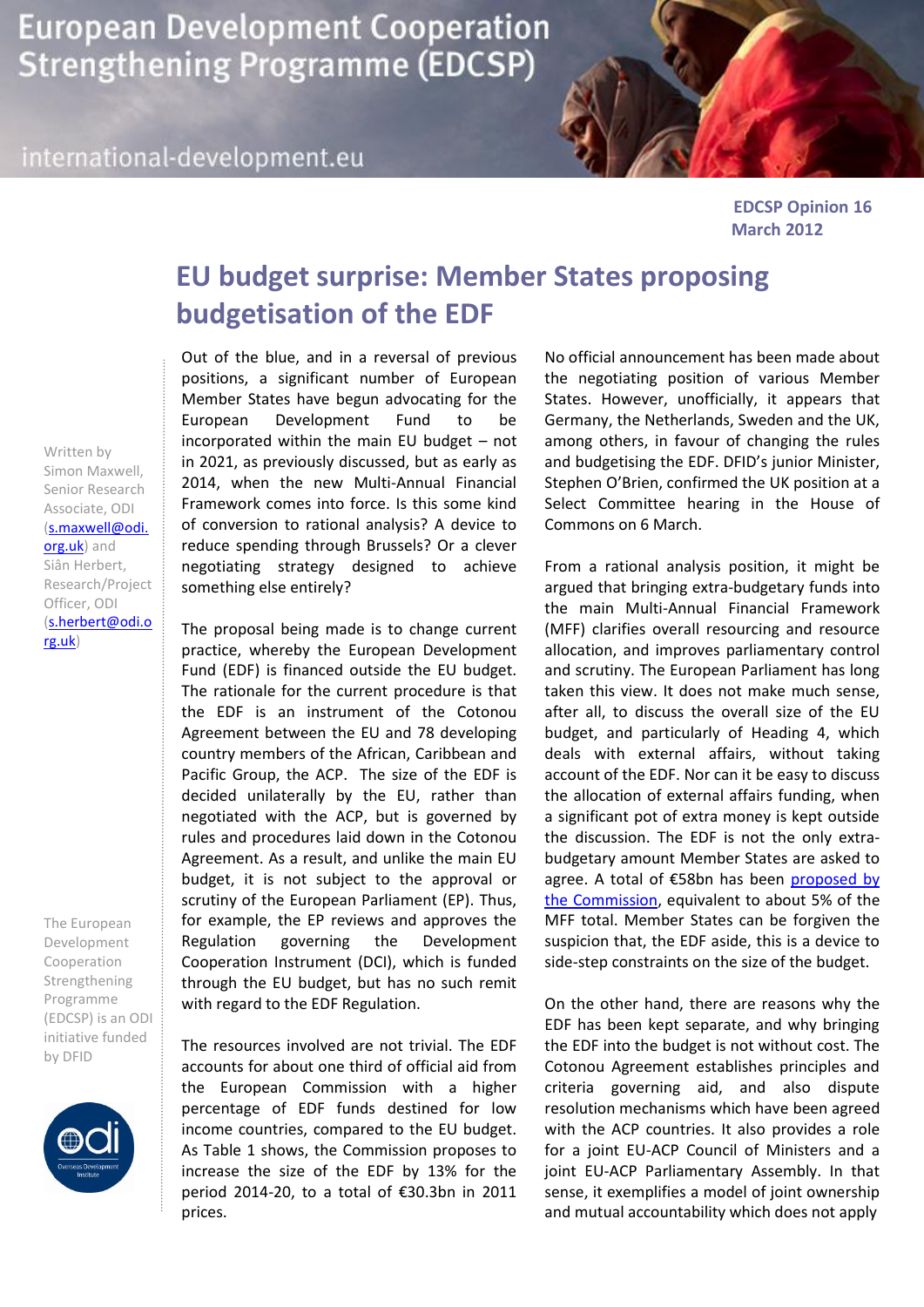# European Development Cooperation Strengthening Programme (EDCSP)

international-development.eu

**EDCSP Opinion 16**
**March 2012**

## EU budget surprise: Member States proposing budgetisation of the EDF

Written by Simon Maxwell, Senior Research Associate, ODI (s.maxwell@odi.org.uk) and Siân Herbert, Research/Project Officer, ODI (s.herbert@odi.org.uk)

The European Development Cooperation Strengthening Programme (EDCSP) is an ODI initiative funded by DFID

Out of the blue, and in a reversal of previous positions, a significant number of European Member States have begun advocating for the European Development Fund to be incorporated within the main EU budget – not in 2021, as previously discussed, but as early as 2014, when the new Multi-Annual Financial Framework comes into force. Is this some kind of conversion to rational analysis? A device to reduce spending through Brussels? Or a clever negotiating strategy designed to achieve something else entirely?

The proposal being made is to change current practice, whereby the European Development Fund (EDF) is financed outside the EU budget. The rationale for the current procedure is that the EDF is an instrument of the Cotonou Agreement between the EU and 78 developing country members of the African, Caribbean and Pacific Group, the ACP. The size of the EDF is decided unilaterally by the EU, rather than negotiated with the ACP, but is governed by rules and procedures laid down in the Cotonou Agreement. As a result, and unlike the main EU budget, it is not subject to the approval or scrutiny of the European Parliament (EP). Thus, for example, the EP reviews and approves the Regulation governing the Development Cooperation Instrument (DCI), which is funded through the EU budget, but has no such remit with regard to the EDF Regulation.

The resources involved are not trivial. The EDF accounts for about one third of official aid from the European Commission with a higher percentage of EDF funds destined for low income countries, compared to the EU budget. As Table 1 shows, the Commission proposes to increase the size of the EDF by 13% for the period 2014-20, to a total of €30.3bn in 2011 prices.

No official announcement has been made about the negotiating position of various Member States. However, unofficially, it appears that Germany, the Netherlands, Sweden and the UK, among others, in favour of changing the rules and budgetising the EDF. DFID's junior Minister, Stephen O'Brien, confirmed the UK position at a Select Committee hearing in the House of Commons on 6 March.

From a rational analysis position, it might be argued that bringing extra-budgetary funds into the main Multi-Annual Financial Framework (MFF) clarifies overall resourcing and resource allocation, and improves parliamentary control and scrutiny. The European Parliament has long taken this view. It does not make much sense, after all, to discuss the overall size of the EU budget, and particularly of Heading 4, which deals with external affairs, without taking account of the EDF. Nor can it be easy to discuss the allocation of external affairs funding, when a significant pot of extra money is kept outside the discussion. The EDF is not the only extra-budgetary amount Member States are asked to agree. A total of €58bn has been proposed by the Commission, equivalent to about 5% of the MFF total. Member States can be forgiven the suspicion that, the EDF aside, this is a device to side-step constraints on the size of the budget.

On the other hand, there are reasons why the EDF has been kept separate, and why bringing the EDF into the budget is not without cost. The Cotonou Agreement establishes principles and criteria governing aid, and also dispute resolution mechanisms which have been agreed with the ACP countries. It also provides a role for a joint EU-ACP Council of Ministers and a joint EU-ACP Parliamentary Assembly. In that sense, it exemplifies a model of joint ownership and mutual accountability which does not apply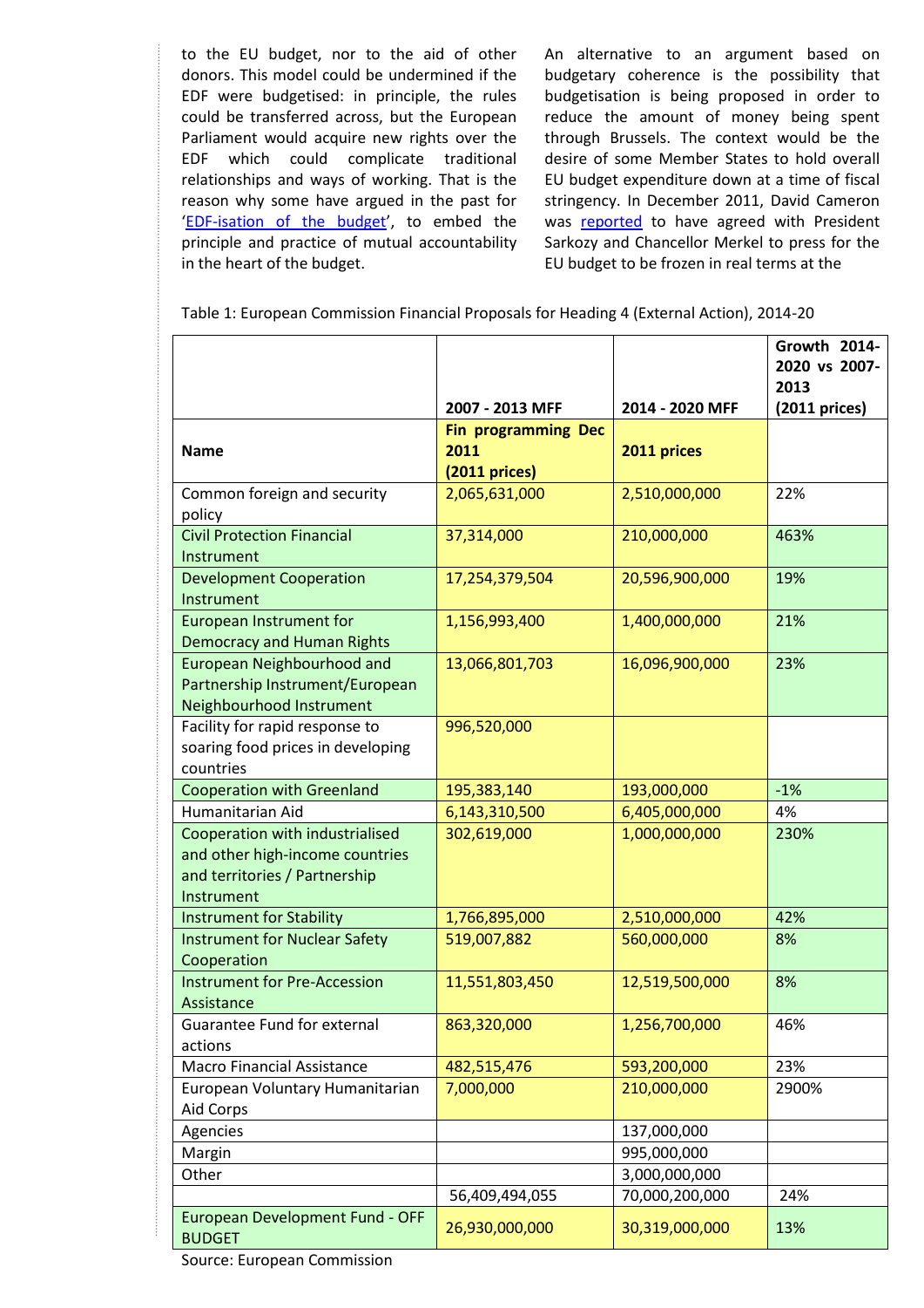to the EU budget, nor to the aid of other donors. This model could be undermined if the EDF were budgetised: in principle, the rules could be transferred across, but the European Parliament would acquire new rights over the EDF which could complicate traditional relationships and ways of working. That is the reason why some have argued in the past for 'EDF-isation of the budget', to embed the principle and practice of mutual accountability in the heart of the budget.

An alternative to an argument based on budgetary coherence is the possibility that budgetisation is being proposed in order to reduce the amount of money being spent through Brussels. The context would be the desire of some Member States to hold overall EU budget expenditure down at a time of fiscal stringency. In December 2011, David Cameron was reported to have agreed with President Sarkozy and Chancellor Merkel to press for the EU budget to be frozen in real terms at the

Table 1: European Commission Financial Proposals for Heading 4 (External Action), 2014-20

| | 2007 - 2013 MFF | 2014 - 2020 MFF | Growth 2014-2020 vs 2007-2013 (2011 prices) |
|---|---|---|---|
| **Name** | **Fin programming Dec 2011 (2011 prices)** | **2011 prices** | |
| Common foreign and security policy | 2,065,631,000 | 2,510,000,000 | 22% |
| Civil Protection Financial Instrument | 37,314,000 | 210,000,000 | 463% |
| Development Cooperation Instrument | 17,254,379,504 | 20,596,900,000 | 19% |
| European Instrument for Democracy and Human Rights | 1,156,993,400 | 1,400,000,000 | 21% |
| European Neighbourhood and Partnership Instrument/European Neighbourhood Instrument | 13,066,801,703 | 16,096,900,000 | 23% |
| Facility for rapid response to soaring food prices in developing countries | 996,520,000 | | |
| Cooperation with Greenland | 195,383,140 | 193,000,000 | -1% |
| Humanitarian Aid | 6,143,310,500 | 6,405,000,000 | 4% |
| Cooperation with industrialised and other high-income countries and territories / Partnership Instrument | 302,619,000 | 1,000,000,000 | 230% |
| Instrument for Stability | 1,766,895,000 | 2,510,000,000 | 42% |
| Instrument for Nuclear Safety Cooperation | 519,007,882 | 560,000,000 | 8% |
| Instrument for Pre-Accession Assistance | 11,551,803,450 | 12,519,500,000 | 8% |
| Guarantee Fund for external actions | 863,320,000 | 1,256,700,000 | 46% |
| Macro Financial Assistance | 482,515,476 | 593,200,000 | 23% |
| European Voluntary Humanitarian Aid Corps | 7,000,000 | 210,000,000 | 2900% |
| Agencies | | 137,000,000 | |
| Margin | | 995,000,000 | |
| Other | | 3,000,000,000 | |
| | 56,409,494,055 | 70,000,200,000 | 24% |
| European Development Fund - OFF BUDGET | 26,930,000,000 | 30,319,000,000 | 13% |

Source: European Commission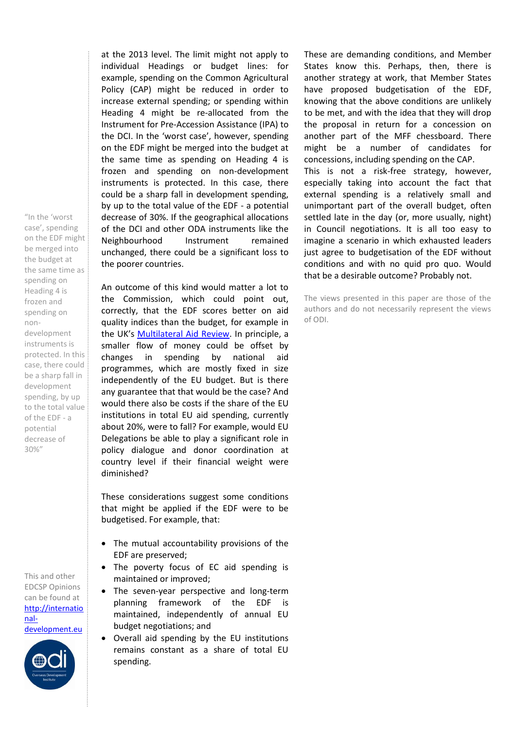at the 2013 level. The limit might not apply to individual Headings or budget lines: for example, spending on the Common Agricultural Policy (CAP) might be reduced in order to increase external spending; or spending within Heading 4 might be re-allocated from the Instrument for Pre-Accession Assistance (IPA) to the DCI. In the 'worst case', however, spending on the EDF might be merged into the budget at the same time as spending on Heading 4 is frozen and spending on non-development instruments is protected. In this case, there could be a sharp fall in development spending, by up to the total value of the EDF - a potential decrease of 30%. If the geographical allocations of the DCI and other ODA instruments like the Neighbourhood Instrument remained unchanged, there could be a significant loss to the poorer countries.

"In the 'worst case', spending on the EDF might be merged into the budget at the same time as spending on Heading 4 is frozen and spending on non-development instruments is protected. In this case, there could be a sharp fall in development spending, by up to the total value of the EDF - a potential decrease of 30%"

An outcome of this kind would matter a lot to the Commission, which could point out, correctly, that the EDF scores better on aid quality indices than the budget, for example in the UK's Multilateral Aid Review. In principle, a smaller flow of money could be offset by changes in spending by national aid programmes, which are mostly fixed in size independently of the EU budget. But is there any guarantee that that would be the case? And would there also be costs if the share of the EU institutions in total EU aid spending, currently about 20%, were to fall? For example, would EU Delegations be able to play a significant role in policy dialogue and donor coordination at country level if their financial weight were diminished?

These considerations suggest some conditions that might be applied if the EDF were to be budgetised. For example, that:

- The mutual accountability provisions of the EDF are preserved;
- The poverty focus of EC aid spending is maintained or improved;
- The seven-year perspective and long-term planning framework of the EDF is maintained, independently of annual EU budget negotiations; and
- Overall aid spending by the EU institutions remains constant as a share of total EU spending.

These are demanding conditions, and Member States know this. Perhaps, then, there is another strategy at work, that Member States have proposed budgetisation of the EDF, knowing that the above conditions are unlikely to be met, and with the idea that they will drop the proposal in return for a concession on another part of the MFF chessboard. There might be a number of candidates for concessions, including spending on the CAP.

This is not a risk-free strategy, however, especially taking into account the fact that external spending is a relatively small and unimportant part of the overall budget, often settled late in the day (or, more usually, night) in Council negotiations. It is all too easy to imagine a scenario in which exhausted leaders just agree to budgetisation of the EDF without conditions and with no quid pro quo. Would that be a desirable outcome? Probably not.

The views presented in this paper are those of the authors and do not necessarily represent the views of ODI.

This and other EDCSP Opinions can be found at http://international-development.eu